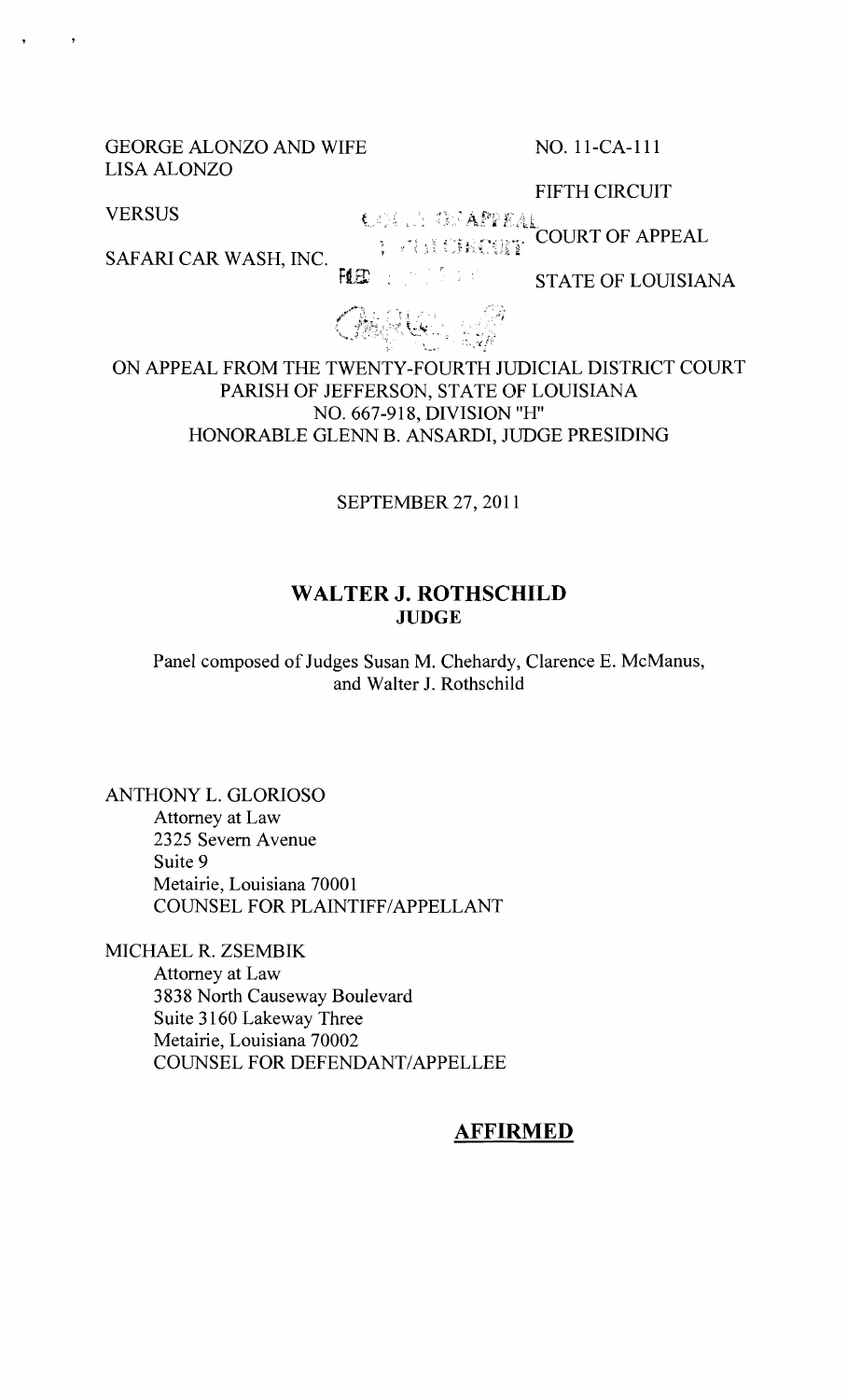GEORGE ALONZO AND WIFE
LISA ALONZO

VERSUS

SAFARI CAR WASH, INC.

NO. 11-CA-111

FIFTH CIRCUIT

COURT OF APPEAL

STATE OF LOUISIANA

ON APPEAL FROM THE TWENTY-FOURTH JUDICIAL DISTRICT COURT
PARISH OF JEFFERSON, STATE OF LOUISIANA
NO. 667-918, DIVISION "H"
HONORABLE GLENN B. ANSARDI, JUDGE PRESIDING

SEPTEMBER 27, 2011

## WALTER J. ROTHSCHILD
**JUDGE**

Panel composed of Judges Susan M. Chehardy, Clarence E. McManus, and Walter J. Rothschild

ANTHONY L. GLORIOSO
Attorney at Law
2325 Severn Avenue
Suite 9
Metairie, Louisiana 70001
COUNSEL FOR PLAINTIFF/APPELLANT

MICHAEL R. ZSEMBIK
Attorney at Law
3838 North Causeway Boulevard
Suite 3160 Lakeway Three
Metairie, Louisiana 70002
COUNSEL FOR DEFENDANT/APPELLEE

**AFFIRMED**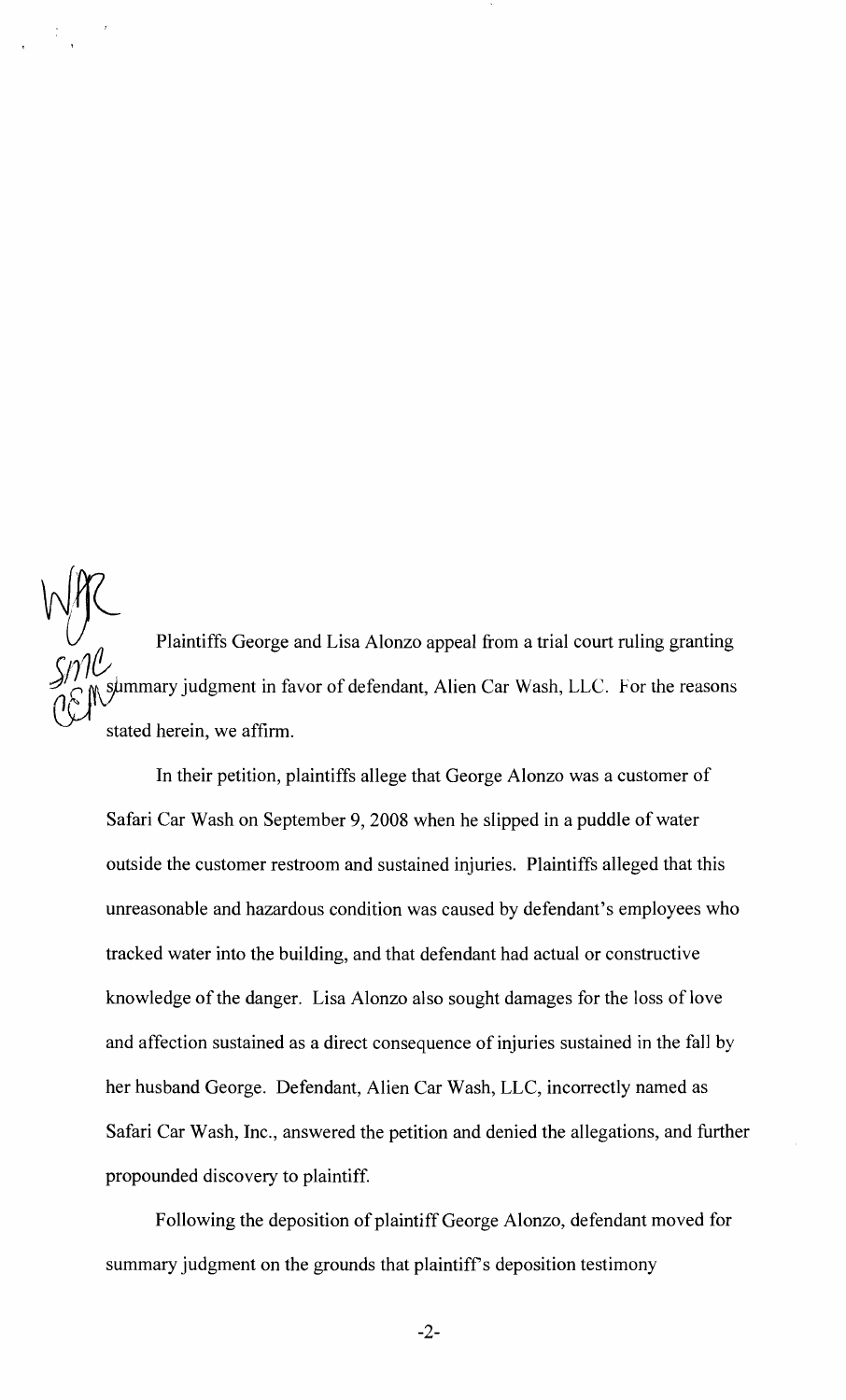Plaintiffs George and Lisa Alonzo appeal from a trial court ruling granting summary judgment in favor of defendant, Alien Car Wash, LLC. For the reasons stated herein, we affirm.

In their petition, plaintiffs allege that George Alonzo was a customer of Safari Car Wash on September 9, 2008 when he slipped in a puddle of water outside the customer restroom and sustained injuries. Plaintiffs alleged that this unreasonable and hazardous condition was caused by defendant's employees who tracked water into the building, and that defendant had actual or constructive knowledge of the danger. Lisa Alonzo also sought damages for the loss of love and affection sustained as a direct consequence of injuries sustained in the fall by her husband George. Defendant, Alien Car Wash, LLC, incorrectly named as Safari Car Wash, Inc., answered the petition and denied the allegations, and further propounded discovery to plaintiff.

Following the deposition of plaintiff George Alonzo, defendant moved for summary judgment on the grounds that plaintiff's deposition testimony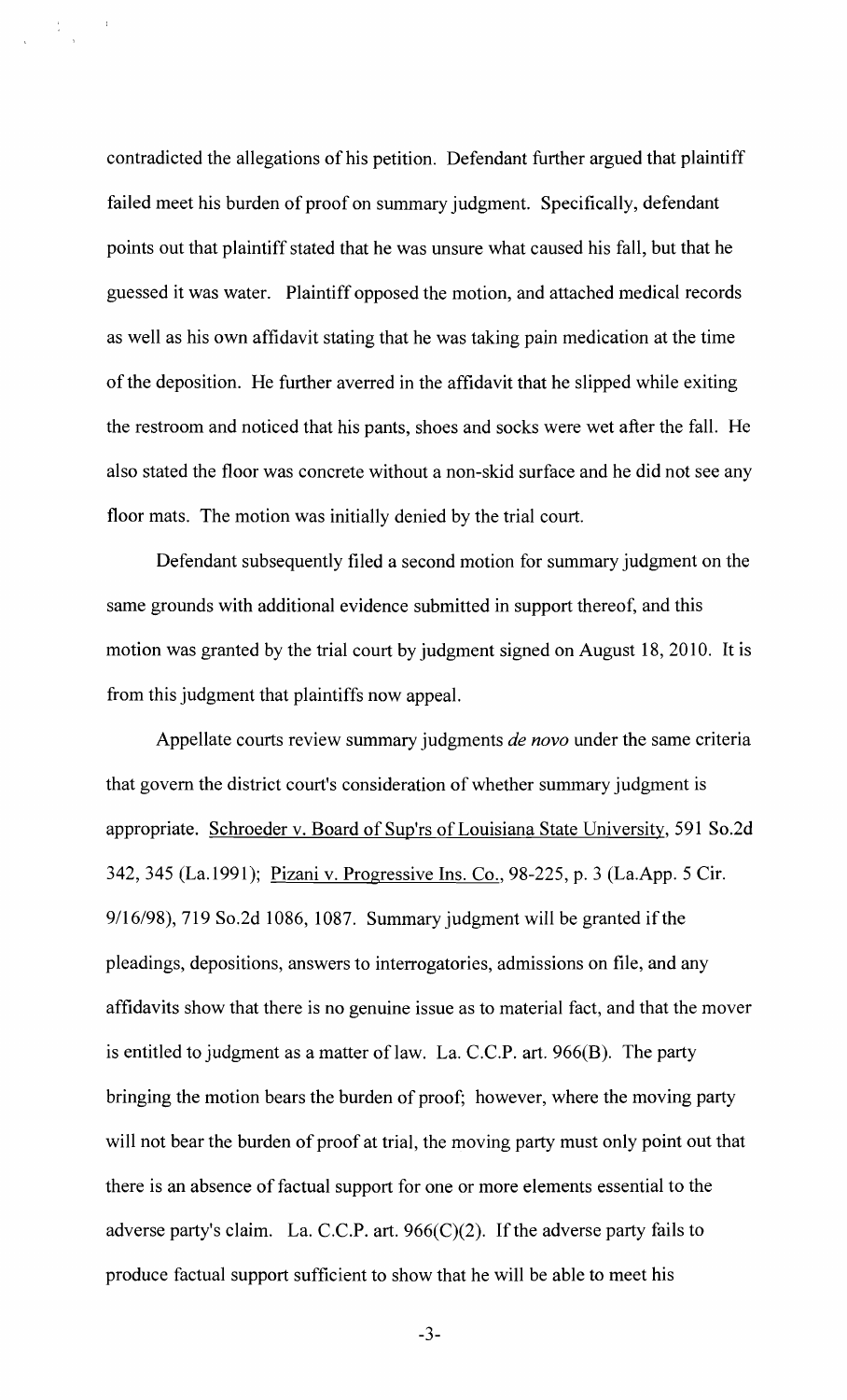contradicted the allegations of his petition. Defendant further argued that plaintiff failed meet his burden of proof on summary judgment. Specifically, defendant points out that plaintiff stated that he was unsure what caused his fall, but that he guessed it was water. Plaintiff opposed the motion, and attached medical records as well as his own affidavit stating that he was taking pain medication at the time of the deposition. He further averred in the affidavit that he slipped while exiting the restroom and noticed that his pants, shoes and socks were wet after the fall. He also stated the floor was concrete without a non-skid surface and he did not see any floor mats. The motion was initially denied by the trial court.

Defendant subsequently filed a second motion for summary judgment on the same grounds with additional evidence submitted in support thereof, and this motion was granted by the trial court by judgment signed on August 18, 2010. It is from this judgment that plaintiffs now appeal.

Appellate courts review summary judgments *de novo* under the same criteria that govern the district court's consideration of whether summary judgment is appropriate. Schroeder v. Board of Sup'rs of Louisiana State University, 591 So.2d 342, 345 (La.1991); Pizani v. Progressive Ins. Co., 98-225, p. 3 (La.App. 5 Cir. 9/16/98), 719 So.2d 1086, 1087. Summary judgment will be granted if the pleadings, depositions, answers to interrogatories, admissions on file, and any affidavits show that there is no genuine issue as to material fact, and that the mover is entitled to judgment as a matter of law. La. C.C.P. art. 966(B). The party bringing the motion bears the burden of proof; however, where the moving party will not bear the burden of proof at trial, the moving party must only point out that there is an absence of factual support for one or more elements essential to the adverse party's claim. La. C.C.P. art. 966(C)(2). If the adverse party fails to produce factual support sufficient to show that he will be able to meet his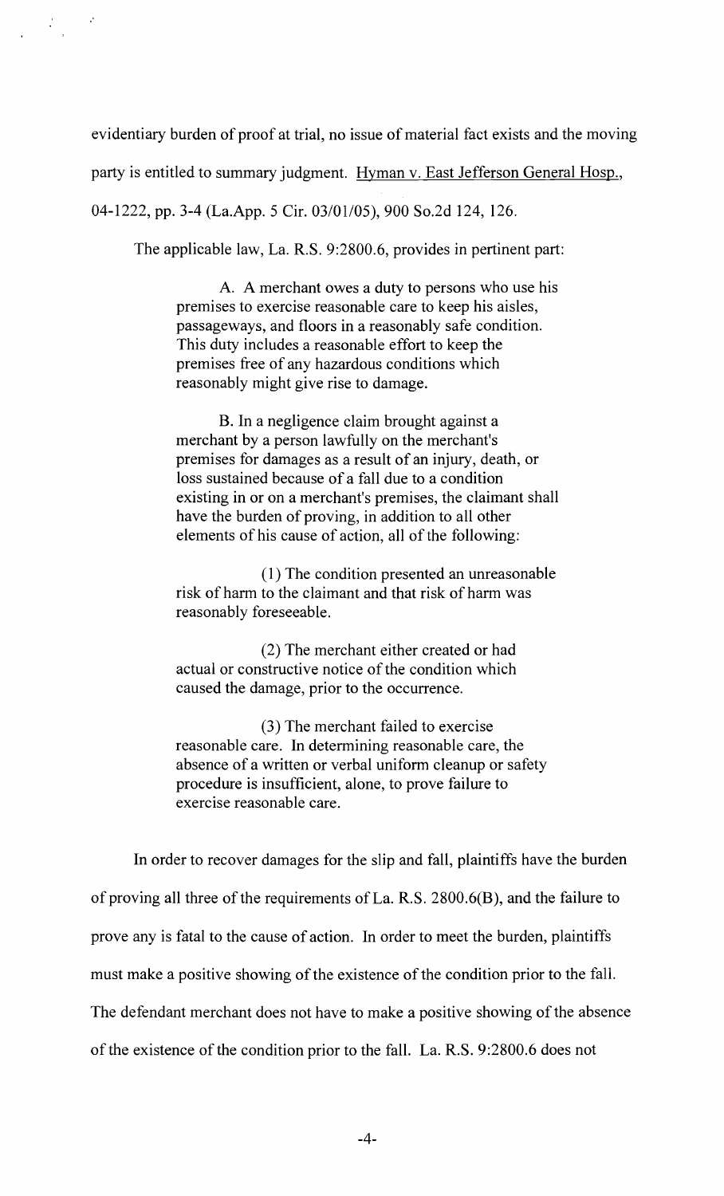evidentiary burden of proof at trial, no issue of material fact exists and the moving party is entitled to summary judgment. Hyman v. East Jefferson General Hosp., 04-1222, pp. 3-4 (La.App. 5 Cir. 03/01/05), 900 So.2d 124, 126.

The applicable law, La. R.S. 9:2800.6, provides in pertinent part:

> A. A merchant owes a duty to persons who use his premises to exercise reasonable care to keep his aisles, passageways, and floors in a reasonably safe condition. This duty includes a reasonable effort to keep the premises free of any hazardous conditions which reasonably might give rise to damage.
>
> B. In a negligence claim brought against a merchant by a person lawfully on the merchant's premises for damages as a result of an injury, death, or loss sustained because of a fall due to a condition existing in or on a merchant's premises, the claimant shall have the burden of proving, in addition to all other elements of his cause of action, all of the following:
>
> (1) The condition presented an unreasonable risk of harm to the claimant and that risk of harm was reasonably foreseeable.
>
> (2) The merchant either created or had actual or constructive notice of the condition which caused the damage, prior to the occurrence.
>
> (3) The merchant failed to exercise reasonable care. In determining reasonable care, the absence of a written or verbal uniform cleanup or safety procedure is insufficient, alone, to prove failure to exercise reasonable care.

In order to recover damages for the slip and fall, plaintiffs have the burden of proving all three of the requirements of La. R.S. 2800.6(B), and the failure to prove any is fatal to the cause of action. In order to meet the burden, plaintiffs must make a positive showing of the existence of the condition prior to the fall. The defendant merchant does not have to make a positive showing of the absence of the existence of the condition prior to the fall. La. R.S. 9:2800.6 does not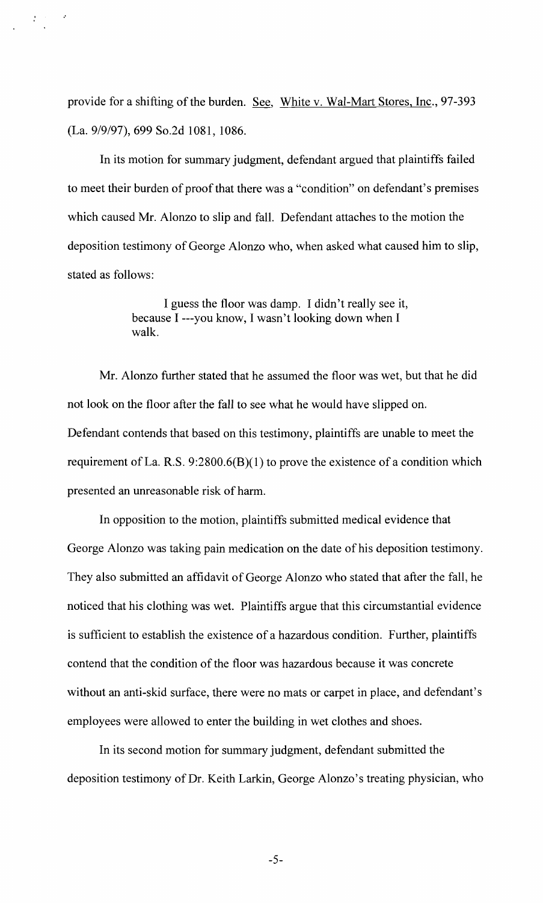provide for a shifting of the burden. See, White v. Wal-Mart Stores, Inc., 97-393 (La. 9/9/97), 699 So.2d 1081, 1086.

In its motion for summary judgment, defendant argued that plaintiffs failed to meet their burden of proof that there was a "condition" on defendant's premises which caused Mr. Alonzo to slip and fall. Defendant attaches to the motion the deposition testimony of George Alonzo who, when asked what caused him to slip, stated as follows:

> I guess the floor was damp. I didn't really see it, because I ---you know, I wasn't looking down when I walk.

Mr. Alonzo further stated that he assumed the floor was wet, but that he did not look on the floor after the fall to see what he would have slipped on. Defendant contends that based on this testimony, plaintiffs are unable to meet the requirement of La. R.S. 9:2800.6(B)(1) to prove the existence of a condition which presented an unreasonable risk of harm.

In opposition to the motion, plaintiffs submitted medical evidence that George Alonzo was taking pain medication on the date of his deposition testimony. They also submitted an affidavit of George Alonzo who stated that after the fall, he noticed that his clothing was wet. Plaintiffs argue that this circumstantial evidence is sufficient to establish the existence of a hazardous condition. Further, plaintiffs contend that the condition of the floor was hazardous because it was concrete without an anti-skid surface, there were no mats or carpet in place, and defendant's employees were allowed to enter the building in wet clothes and shoes.

In its second motion for summary judgment, defendant submitted the deposition testimony of Dr. Keith Larkin, George Alonzo's treating physician, who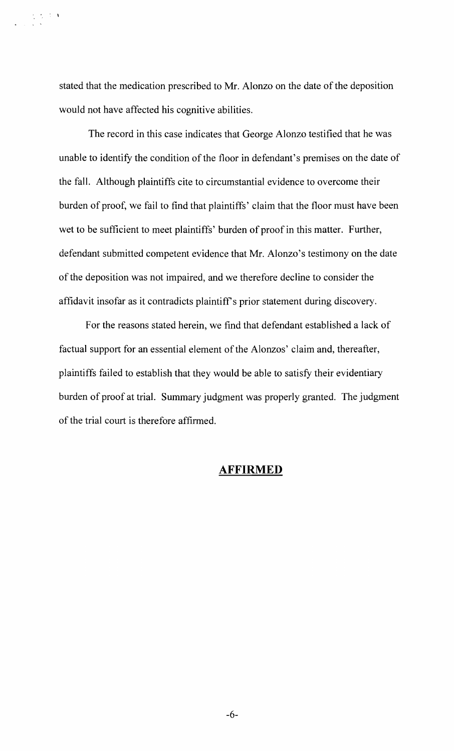stated that the medication prescribed to Mr. Alonzo on the date of the deposition would not have affected his cognitive abilities.

The record in this case indicates that George Alonzo testified that he was unable to identify the condition of the floor in defendant's premises on the date of the fall. Although plaintiffs cite to circumstantial evidence to overcome their burden of proof, we fail to find that plaintiffs' claim that the floor must have been wet to be sufficient to meet plaintiffs' burden of proof in this matter. Further, defendant submitted competent evidence that Mr. Alonzo's testimony on the date of the deposition was not impaired, and we therefore decline to consider the affidavit insofar as it contradicts plaintiff's prior statement during discovery.

For the reasons stated herein, we find that defendant established a lack of factual support for an essential element of the Alonzos' claim and, thereafter, plaintiffs failed to establish that they would be able to satisfy their evidentiary burden of proof at trial. Summary judgment was properly granted. The judgment of the trial court is therefore affirmed.

**AFFIRMED**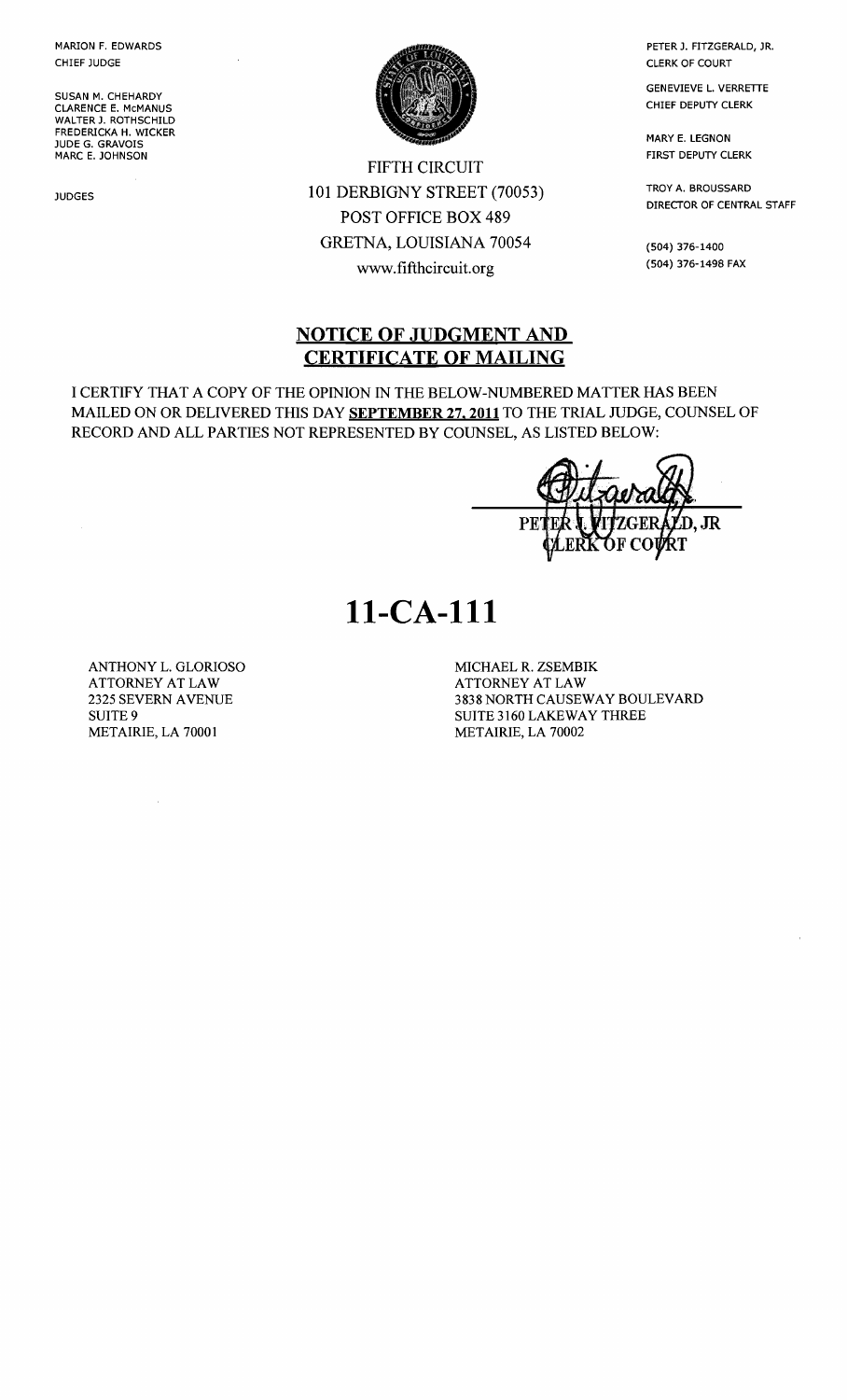MARION F. EDWARDS
CHIEF JUDGE

SUSAN M. CHEHARDY
CLARENCE E. McMANUS
WALTER J. ROTHSCHILD
FREDERICKA H. WICKER
JUDE G. GRAVOIS
MARC E. JOHNSON

JUDGES

FIFTH CIRCUIT
101 DERBIGNY STREET (70053)
POST OFFICE BOX 489
GRETNA, LOUISIANA 70054
www.fifthcircuit.org

PETER J. FITZGERALD, JR.
CLERK OF COURT

GENEVIEVE L. VERRETTE
CHIEF DEPUTY CLERK

MARY E. LEGNON
FIRST DEPUTY CLERK

TROY A. BROUSSARD
DIRECTOR OF CENTRAL STAFF

(504) 376-1400
(504) 376-1498 FAX

## NOTICE OF JUDGMENT AND CERTIFICATE OF MAILING

I CERTIFY THAT A COPY OF THE OPINION IN THE BELOW-NUMBERED MATTER HAS BEEN MAILED ON OR DELIVERED THIS DAY **SEPTEMBER 27, 2011** TO THE TRIAL JUDGE, COUNSEL OF RECORD AND ALL PARTIES NOT REPRESENTED BY COUNSEL, AS LISTED BELOW:

PETER J. FITZGERALD, JR
CLERK OF COURT

# 11-CA-111

ANTHONY L. GLORIOSO
ATTORNEY AT LAW
2325 SEVERN AVENUE
SUITE 9
METAIRIE, LA 70001

MICHAEL R. ZSEMBIK
ATTORNEY AT LAW
3838 NORTH CAUSEWAY BOULEVARD
SUITE 3160 LAKEWAY THREE
METAIRIE, LA 70002